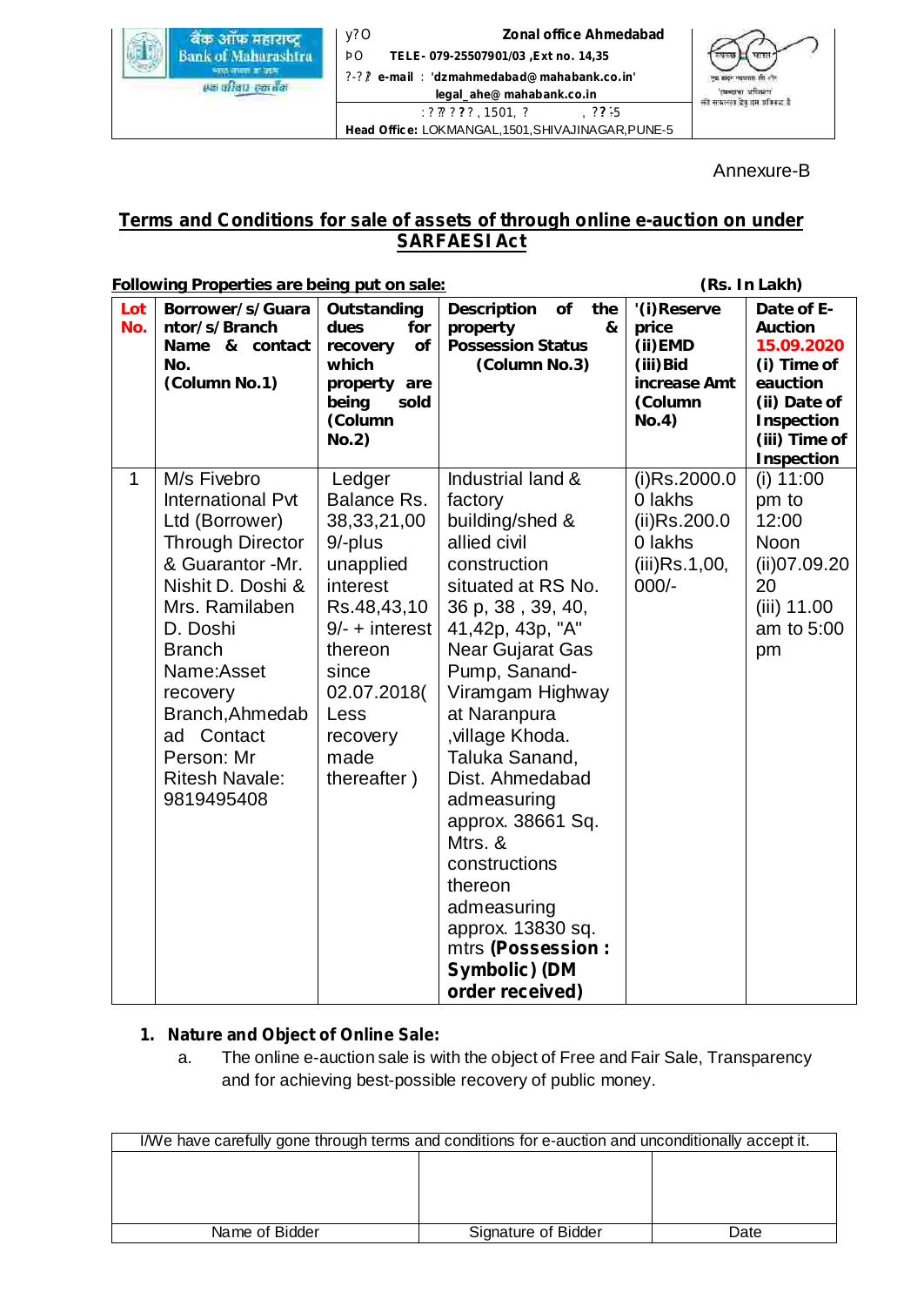Zonal office Ahmedabad

TELE- 079-25507901/03 ,Ext no. 14,35

e-mail : 'dzmahmedabad@mahabank.co.in' legal_ahe@mahabank.co.in

Head Office: LOKMANGAL,1501,SHIVAJINAGAR,PUNE-5

Annexure-B

## Terms and Conditions for sale of assets of through online e-auction on under SARFAESI Act

**Following Properties are being put on sale:** **(Rs. In Lakh)**

| Lot No. | Borrower/s/Guarantor/s/Branch Name & contact No. (Column No.1) | Outstanding dues for recovery of which property are being sold (Column No.2) | Description of the property & Possession Status (Column No.3) | '(i)Reserve price (ii)EMD (iii)Bid increase Amt (Column No.4) | Date of E-Auction 15.09.2020 (i) Time of eauction (ii) Date of Inspection (iii) Time of Inspection |
|---|---|---|---|---|---|
| 1 | M/s Fivebro International Pvt Ltd (Borrower) Through Director & Guarantor -Mr. Nishit D. Doshi & Mrs. Ramilaben D. Doshi Branch Name:Asset recovery Branch,Ahmedabad Contact Person: Mr Ritesh Navale: 9819495408 | Ledger Balance Rs. 38,33,21,009/-plus unapplied interest Rs.48,43,109/- + interest thereon since 02.07.2018( Less recovery made thereafter ) | Industrial land & factory building/shed & allied civil construction situated at RS No. 36 p, 38 , 39, 40, 41,42p, 43p, "A" Near Gujarat Gas Pump, Sanand-Viramgam Highway at Naranpura ,village Khoda. Taluka Sanand, Dist. Ahmedabad admeasuring approx. 38661 Sq. Mtrs. & constructions thereon admeasuring approx. 13830 sq. mtrs **(Possession : Symbolic) (DM order received)** | (i)Rs.2000.00 lakhs (ii)Rs.200.00 lakhs (iii)Rs.1,00,000/- | (i) 11:00 pm to 12:00 Noon (ii)07.09.2020 (iii) 11.00 am to 5:00 pm |

1. **Nature and Object of Online Sale:**
   a. The online e-auction sale is with the object of Free and Fair Sale, Transparency and for achieving best-possible recovery of public money.

| I/We have carefully gone through terms and conditions for e-auction and unconditionally accept it. | | |
|---|---|---|
| | | |
| Name of Bidder | Signature of Bidder | Date |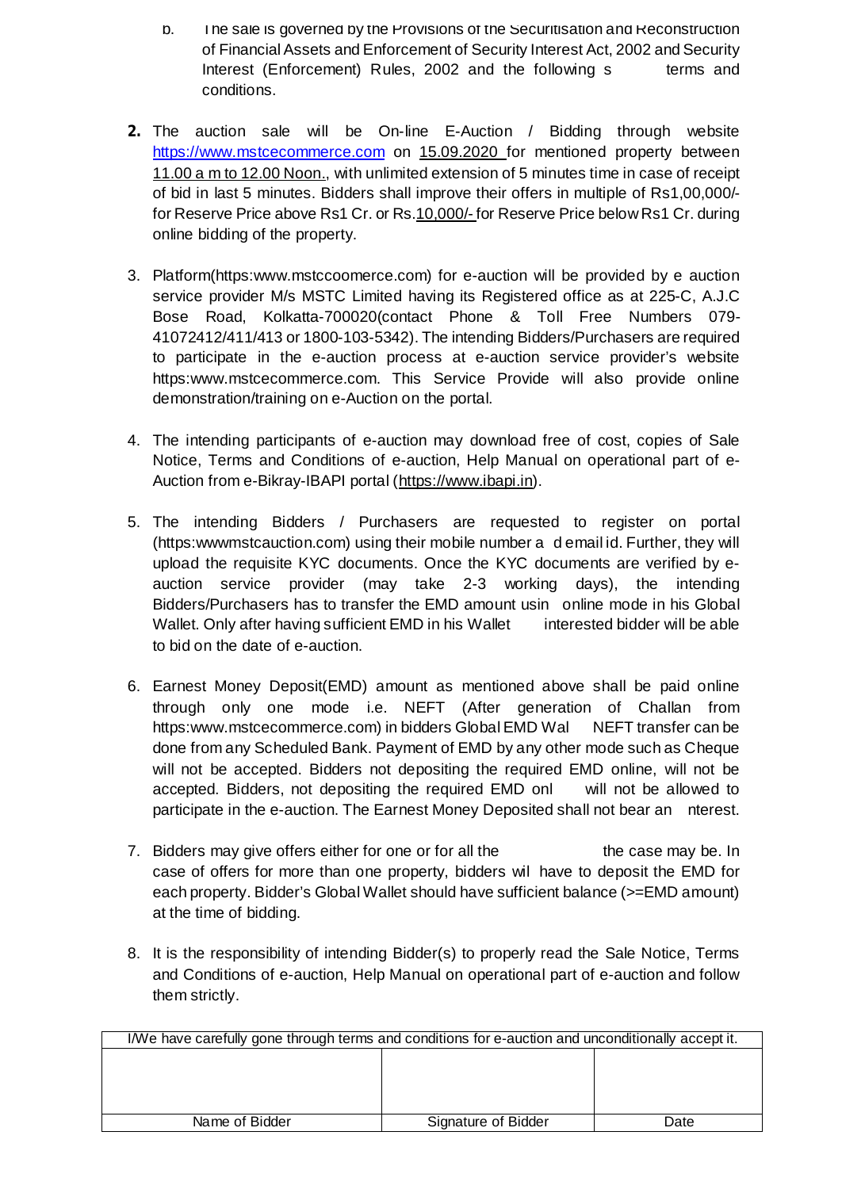b. The sale is governed by the Provisions of the Securitisation and Reconstruction of Financial Assets and Enforcement of Security Interest Act, 2002 and Security Interest (Enforcement) Rules, 2002 and the following s terms and conditions.

**2.** The auction sale will be On-line E-Auction / Bidding through website https://www.mstcecommerce.com on 15.09.2020 for mentioned property between 11.00 a m to 12.00 Noon., with unlimited extension of 5 minutes time in case of receipt of bid in last 5 minutes. Bidders shall improve their offers in multiple of Rs1,00,000/- for Reserve Price above Rs1 Cr. or Rs.10,000/- for Reserve Price below Rs1 Cr. during online bidding of the property.

3. Platform(https:www.mstccoomerce.com) for e-auction will be provided by e auction service provider M/s MSTC Limited having its Registered office as at 225-C, A.J.C Bose Road, Kolkatta-700020(contact Phone & Toll Free Numbers 079-41072412/411/413 or 1800-103-5342). The intending Bidders/Purchasers are required to participate in the e-auction process at e-auction service provider's website https:www.mstcecommerce.com. This Service Provide will also provide online demonstration/training on e-Auction on the portal.

4. The intending participants of e-auction may download free of cost, copies of Sale Notice, Terms and Conditions of e-auction, Help Manual on operational part of e-Auction from e-Bikray-IBAPI portal (https://www.ibapi.in).

5. The intending Bidders / Purchasers are requested to register on portal (https:wwwmstcauction.com) using their mobile number a d email id. Further, they will upload the requisite KYC documents. Once the KYC documents are verified by e-auction service provider (may take 2-3 working days), the intending Bidders/Purchasers has to transfer the EMD amount usin online mode in his Global Wallet. Only after having sufficient EMD in his Wallet interested bidder will be able to bid on the date of e-auction.

6. Earnest Money Deposit(EMD) amount as mentioned above shall be paid online through only one mode i.e. NEFT (After generation of Challan from https:www.mstcecommerce.com) in bidders Global EMD Wal NEFT transfer can be done from any Scheduled Bank. Payment of EMD by any other mode such as Cheque will not be accepted. Bidders not depositing the required EMD online, will not be accepted. Bidders, not depositing the required EMD onl will not be allowed to participate in the e-auction. The Earnest Money Deposited shall not bear an nterest.

7. Bidders may give offers either for one or for all the the case may be. In case of offers for more than one property, bidders wil have to deposit the EMD for each property. Bidder's Global Wallet should have sufficient balance (>=EMD amount) at the time of bidding.

8. It is the responsibility of intending Bidder(s) to properly read the Sale Notice, Terms and Conditions of e-auction, Help Manual on operational part of e-auction and follow them strictly.

| I/We have carefully gone through terms and conditions for e-auction and unconditionally accept it. | | |
|---|---|---|
| | | |
| Name of Bidder | Signature of Bidder | Date |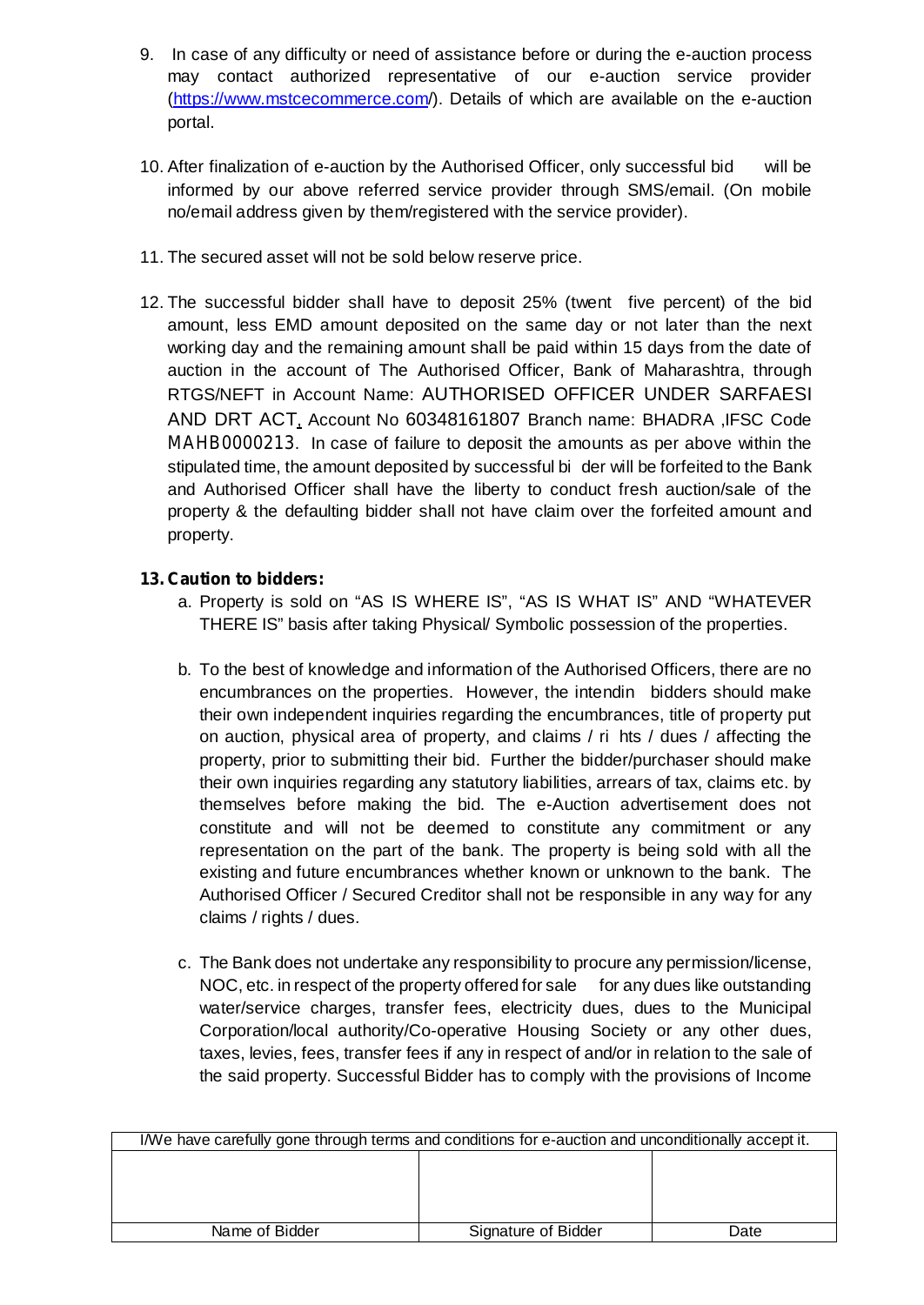9. In case of any difficulty or need of assistance before or during the e-auction process may contact authorized representative of our e-auction service provider (https://www.mstcecommerce.com/). Details of which are available on the e-auction portal.

10. After finalization of e-auction by the Authorised Officer, only successful bid will be informed by our above referred service provider through SMS/email. (On mobile no/email address given by them/registered with the service provider).

11. The secured asset will not be sold below reserve price.

12. The successful bidder shall have to deposit 25% (twent five percent) of the bid amount, less EMD amount deposited on the same day or not later than the next working day and the remaining amount shall be paid within 15 days from the date of auction in the account of The Authorised Officer, Bank of Maharashtra, through RTGS/NEFT in Account Name: AUTHORISED OFFICER UNDER SARFAESI AND DRT ACT, Account No 60348161807 Branch name: BHADRA ,IFSC Code MAHB0000213. In case of failure to deposit the amounts as per above within the stipulated time, the amount deposited by successful bi der will be forfeited to the Bank and Authorised Officer shall have the liberty to conduct fresh auction/sale of the property & the defaulting bidder shall not have claim over the forfeited amount and property.

**13. Caution to bidders:**

a. Property is sold on "AS IS WHERE IS", "AS IS WHAT IS" AND "WHATEVER THERE IS" basis after taking Physical/ Symbolic possession of the properties.

b. To the best of knowledge and information of the Authorised Officers, there are no encumbrances on the properties. However, the intendin bidders should make their own independent inquiries regarding the encumbrances, title of property put on auction, physical area of property, and claims / ri hts / dues / affecting the property, prior to submitting their bid. Further the bidder/purchaser should make their own inquiries regarding any statutory liabilities, arrears of tax, claims etc. by themselves before making the bid. The e-Auction advertisement does not constitute and will not be deemed to constitute any commitment or any representation on the part of the bank. The property is being sold with all the existing and future encumbrances whether known or unknown to the bank. The Authorised Officer / Secured Creditor shall not be responsible in any way for any claims / rights / dues.

c. The Bank does not undertake any responsibility to procure any permission/license, NOC, etc. in respect of the property offered for sale for any dues like outstanding water/service charges, transfer fees, electricity dues, dues to the Municipal Corporation/local authority/Co-operative Housing Society or any other dues, taxes, levies, fees, transfer fees if any in respect of and/or in relation to the sale of the said property. Successful Bidder has to comply with the provisions of Income

| I/We have carefully gone through terms and conditions for e-auction and unconditionally accept it. | | |
|---|---|---|
| | | |
| Name of Bidder | Signature of Bidder | Date |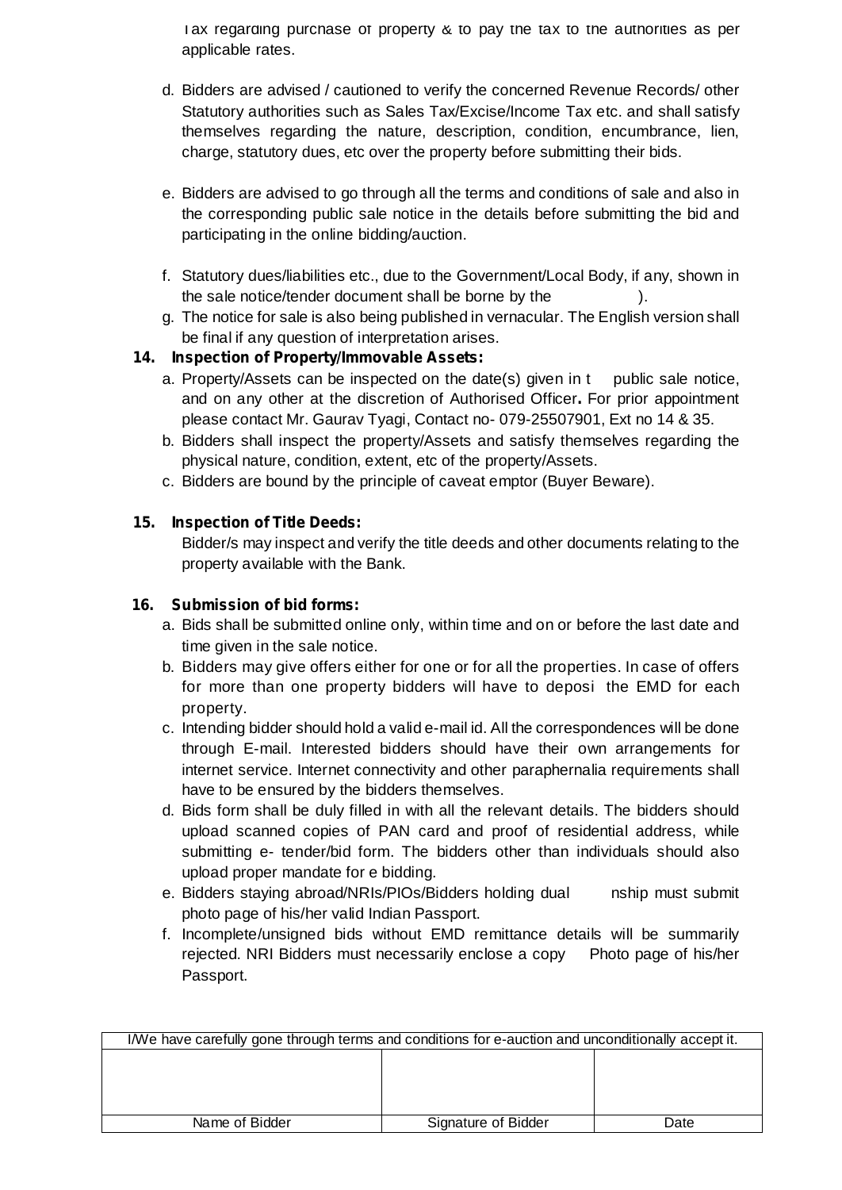Tax regarding purchase of property & to pay the tax to the authorities as per applicable rates.

d. Bidders are advised / cautioned to verify the concerned Revenue Records/ other Statutory authorities such as Sales Tax/Excise/Income Tax etc. and shall satisfy themselves regarding the nature, description, condition, encumbrance, lien, charge, statutory dues, etc over the property before submitting their bids.

e. Bidders are advised to go through all the terms and conditions of sale and also in the corresponding public sale notice in the details before submitting the bid and participating in the online bidding/auction.

f. Statutory dues/liabilities etc., due to the Government/Local Body, if any, shown in the sale notice/tender document shall be borne by the ).

g. The notice for sale is also being published in vernacular. The English version shall be final if any question of interpretation arises.

**14. Inspection of Property/Immovable Assets:**

a. Property/Assets can be inspected on the date(s) given in t public sale notice, and on any other at the discretion of Authorised Officer**.** For prior appointment please contact Mr. Gaurav Tyagi, Contact no- 079-25507901, Ext no 14 & 35.

b. Bidders shall inspect the property/Assets and satisfy themselves regarding the physical nature, condition, extent, etc of the property/Assets.

c. Bidders are bound by the principle of caveat emptor (Buyer Beware).

**15. Inspection of Title Deeds:**

Bidder/s may inspect and verify the title deeds and other documents relating to the property available with the Bank.

**16. Submission of bid forms:**

a. Bids shall be submitted online only, within time and on or before the last date and time given in the sale notice.

b. Bidders may give offers either for one or for all the properties. In case of offers for more than one property bidders will have to deposi the EMD for each property.

c. Intending bidder should hold a valid e-mail id. All the correspondences will be done through E-mail. Interested bidders should have their own arrangements for internet service. Internet connectivity and other paraphernalia requirements shall have to be ensured by the bidders themselves.

d. Bids form shall be duly filled in with all the relevant details. The bidders should upload scanned copies of PAN card and proof of residential address, while submitting e- tender/bid form. The bidders other than individuals should also upload proper mandate for e bidding.

e. Bidders staying abroad/NRIs/PIOs/Bidders holding dual nship must submit photo page of his/her valid Indian Passport.

f. Incomplete/unsigned bids without EMD remittance details will be summarily rejected. NRI Bidders must necessarily enclose a copy Photo page of his/her Passport.

| I/We have carefully gone through terms and conditions for e-auction and unconditionally accept it. | | |
|---|---|---|
| | | |
| Name of Bidder | Signature of Bidder | Date |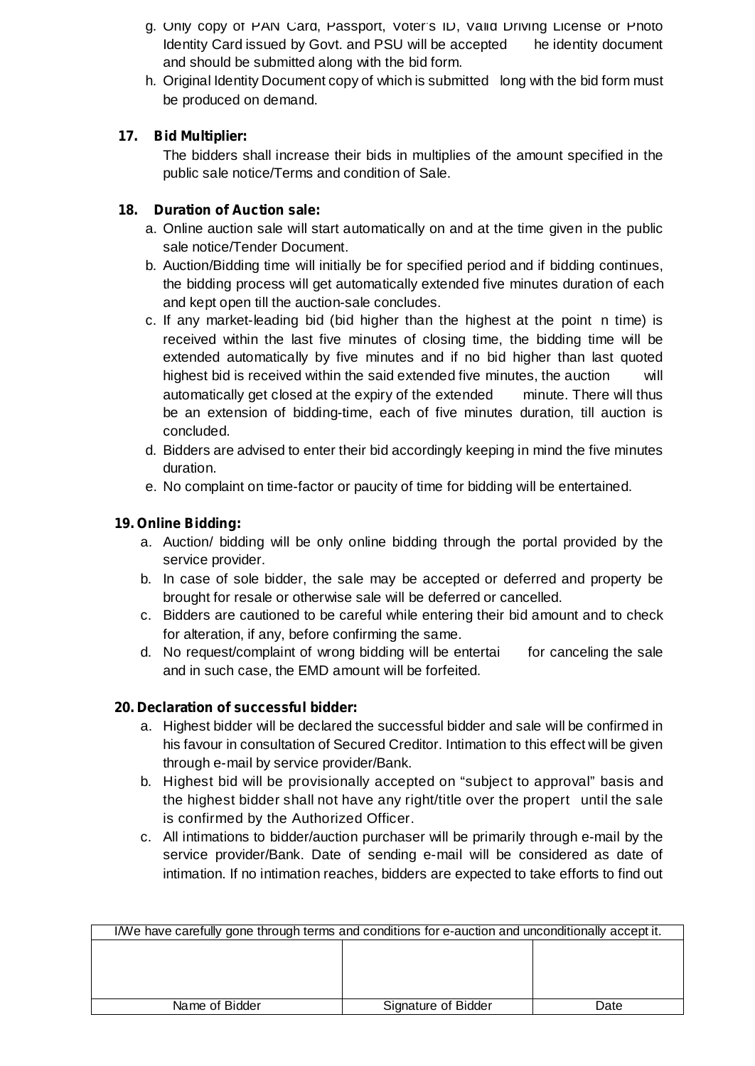g. Only copy of PAN Card, Passport, Voter's ID, Valid Driving License or Photo Identity Card issued by Govt. and PSU will be accepted he identity document and should be submitted along with the bid form.
h. Original Identity Document copy of which is submitted long with the bid form must be produced on demand.

**17. Bid Multiplier:**

The bidders shall increase their bids in multiplies of the amount specified in the public sale notice/Terms and condition of Sale.

**18. Duration of Auction sale:**

a. Online auction sale will start automatically on and at the time given in the public sale notice/Tender Document.
b. Auction/Bidding time will initially be for specified period and if bidding continues, the bidding process will get automatically extended five minutes duration of each and kept open till the auction-sale concludes.
c. If any market-leading bid (bid higher than the highest at the point n time) is received within the last five minutes of closing time, the bidding time will be extended automatically by five minutes and if no bid higher than last quoted highest bid is received within the said extended five minutes, the auction will automatically get closed at the expiry of the extended minute. There will thus be an extension of bidding-time, each of five minutes duration, till auction is concluded.
d. Bidders are advised to enter their bid accordingly keeping in mind the five minutes duration.
e. No complaint on time-factor or paucity of time for bidding will be entertained.

**19. Online Bidding:**

a. Auction/ bidding will be only online bidding through the portal provided by the service provider.
b. In case of sole bidder, the sale may be accepted or deferred and property be brought for resale or otherwise sale will be deferred or cancelled.
c. Bidders are cautioned to be careful while entering their bid amount and to check for alteration, if any, before confirming the same.
d. No request/complaint of wrong bidding will be entertai for canceling the sale and in such case, the EMD amount will be forfeited.

**20. Declaration of successful bidder:**

a. Highest bidder will be declared the successful bidder and sale will be confirmed in his favour in consultation of Secured Creditor. Intimation to this effect will be given through e-mail by service provider/Bank.
b. Highest bid will be provisionally accepted on "subject to approval" basis and the highest bidder shall not have any right/title over the propert until the sale is confirmed by the Authorized Officer.
c. All intimations to bidder/auction purchaser will be primarily through e-mail by the service provider/Bank. Date of sending e-mail will be considered as date of intimation. If no intimation reaches, bidders are expected to take efforts to find out

| I/We have carefully gone through terms and conditions for e-auction and unconditionally accept it. | | |
|---|---|---|
| | | |
| Name of Bidder | Signature of Bidder | Date |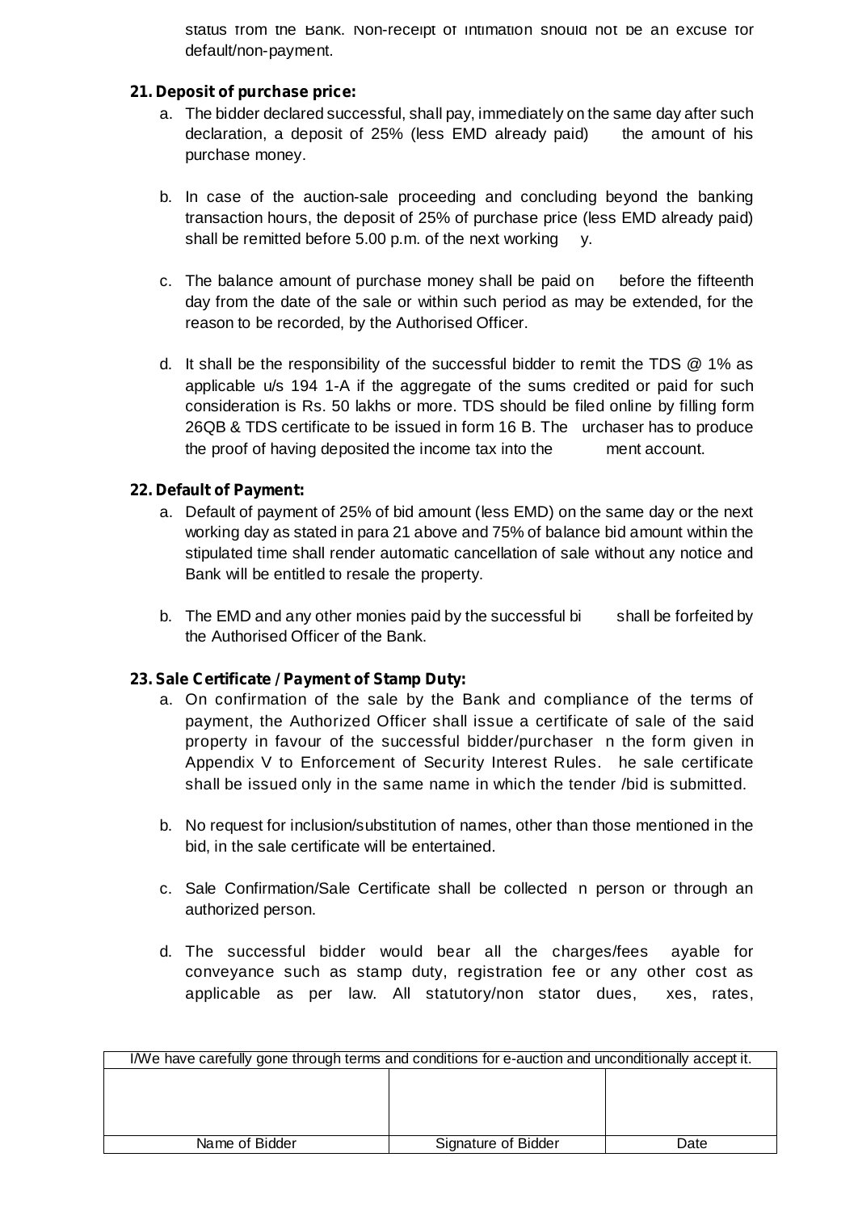status from the Bank. Non-receipt of intimation should not be an excuse for default/non-payment.

**21. Deposit of purchase price:**

a. The bidder declared successful, shall pay, immediately on the same day after such declaration, a deposit of 25% (less EMD already paid) the amount of his purchase money.

b. In case of the auction-sale proceeding and concluding beyond the banking transaction hours, the deposit of 25% of purchase price (less EMD already paid) shall be remitted before 5.00 p.m. of the next working y.

c. The balance amount of purchase money shall be paid on before the fifteenth day from the date of the sale or within such period as may be extended, for the reason to be recorded, by the Authorised Officer.

d. It shall be the responsibility of the successful bidder to remit the TDS @ 1% as applicable u/s 194 1-A if the aggregate of the sums credited or paid for such consideration is Rs. 50 lakhs or more. TDS should be filed online by filling form 26QB & TDS certificate to be issued in form 16 B. The urchaser has to produce the proof of having deposited the income tax into the ment account.

**22. Default of Payment:**

a. Default of payment of 25% of bid amount (less EMD) on the same day or the next working day as stated in para 21 above and 75% of balance bid amount within the stipulated time shall render automatic cancellation of sale without any notice and Bank will be entitled to resale the property.

b. The EMD and any other monies paid by the successful bi shall be forfeited by the Authorised Officer of the Bank.

**23. Sale Certificate / Payment of Stamp Duty:**

a. On confirmation of the sale by the Bank and compliance of the terms of payment, the Authorized Officer shall issue a certificate of sale of the said property in favour of the successful bidder/purchaser n the form given in Appendix V to Enforcement of Security Interest Rules. he sale certificate shall be issued only in the same name in which the tender /bid is submitted.

b. No request for inclusion/substitution of names, other than those mentioned in the bid, in the sale certificate will be entertained.

c. Sale Confirmation/Sale Certificate shall be collected n person or through an authorized person.

d. The successful bidder would bear all the charges/fees ayable for conveyance such as stamp duty, registration fee or any other cost as applicable as per law. All statutory/non stator dues, xes, rates,

| I/We have carefully gone through terms and conditions for e-auction and unconditionally accept it. | | |
|---|---|---|
| | | |
| Name of Bidder | Signature of Bidder | Date |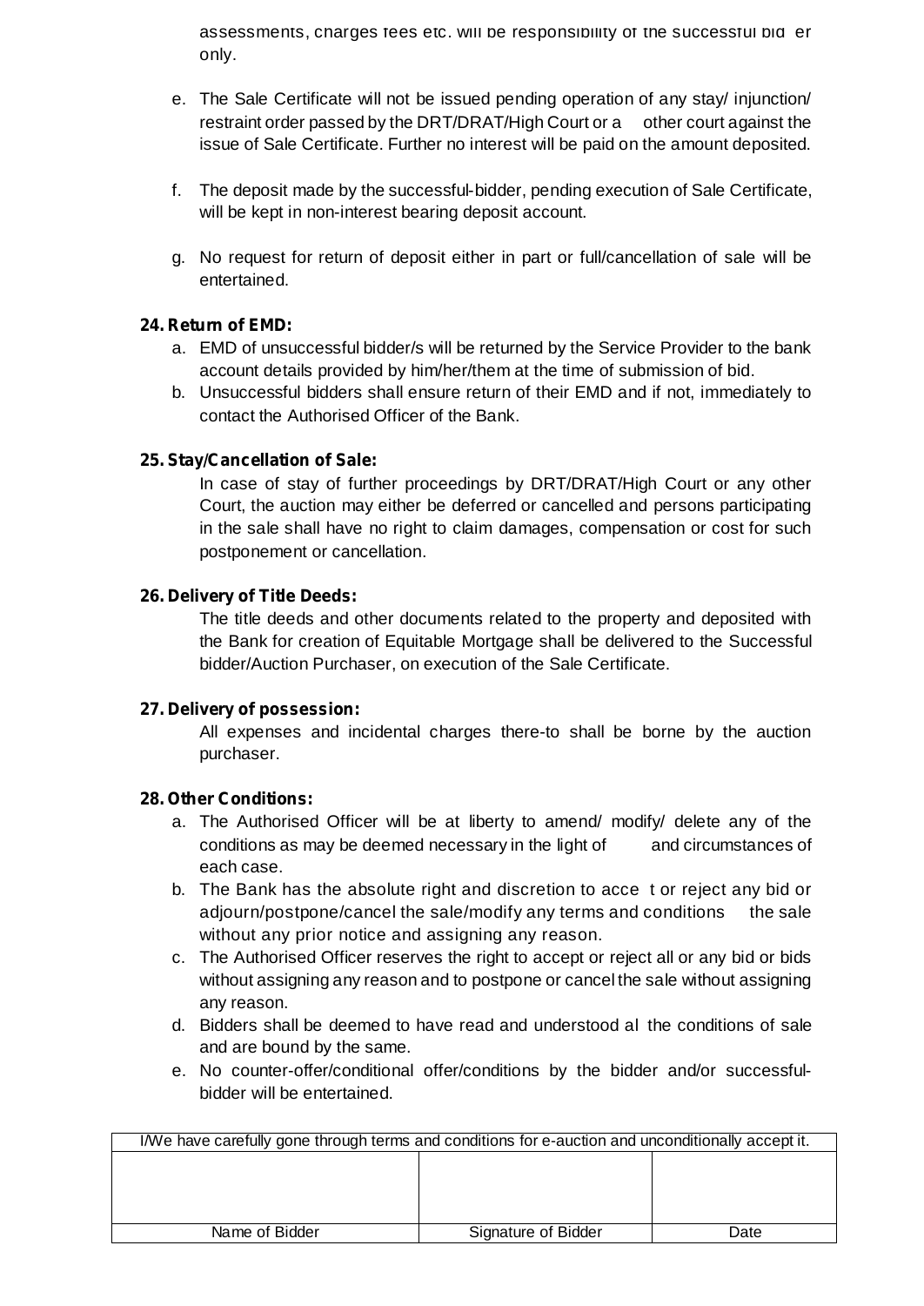assessments, charges fees etc. will be responsibility of the successful bid er only.

e. The Sale Certificate will not be issued pending operation of any stay/ injunction/ restraint order passed by the DRT/DRAT/High Court or a other court against the issue of Sale Certificate. Further no interest will be paid on the amount deposited.

f. The deposit made by the successful-bidder, pending execution of Sale Certificate, will be kept in non-interest bearing deposit account.

g. No request for return of deposit either in part or full/cancellation of sale will be entertained.

**24. Return of EMD:**

a. EMD of unsuccessful bidder/s will be returned by the Service Provider to the bank account details provided by him/her/them at the time of submission of bid.
b. Unsuccessful bidders shall ensure return of their EMD and if not, immediately to contact the Authorised Officer of the Bank.

**25. Stay/Cancellation of Sale:**

In case of stay of further proceedings by DRT/DRAT/High Court or any other Court, the auction may either be deferred or cancelled and persons participating in the sale shall have no right to claim damages, compensation or cost for such postponement or cancellation.

**26. Delivery of Title Deeds:**

The title deeds and other documents related to the property and deposited with the Bank for creation of Equitable Mortgage shall be delivered to the Successful bidder/Auction Purchaser, on execution of the Sale Certificate.

**27. Delivery of possession:**

All expenses and incidental charges there-to shall be borne by the auction purchaser.

**28. Other Conditions:**

a. The Authorised Officer will be at liberty to amend/ modify/ delete any of the conditions as may be deemed necessary in the light of and circumstances of each case.
b. The Bank has the absolute right and discretion to acce t or reject any bid or adjourn/postpone/cancel the sale/modify any terms and conditions the sale without any prior notice and assigning any reason.
c. The Authorised Officer reserves the right to accept or reject all or any bid or bids without assigning any reason and to postpone or cancel the sale without assigning any reason.
d. Bidders shall be deemed to have read and understood al the conditions of sale and are bound by the same.
e. No counter-offer/conditional offer/conditions by the bidder and/or successful-bidder will be entertained.

| I/We have carefully gone through terms and conditions for e-auction and unconditionally accept it. | | |
|---|---|---|
| | | |
| Name of Bidder | Signature of Bidder | Date |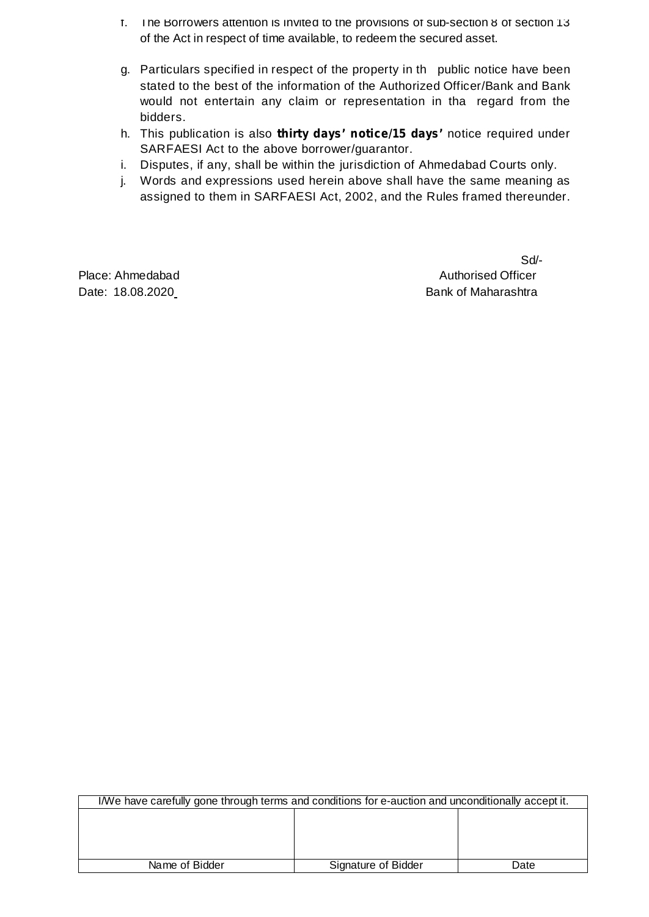f. The Borrowers attention is invited to the provisions of sub-section 8 of section 13 of the Act in respect of time available, to redeem the secured asset.

g. Particulars specified in respect of the property in th public notice have been stated to the best of the information of the Authorized Officer/Bank and Bank would not entertain any claim or representation in tha regard from the bidders.

h. This publication is also **thirty days' notice/15 days'** notice required under SARFAESI Act to the above borrower/guarantor.

i. Disputes, if any, shall be within the jurisdiction of Ahmedabad Courts only.

j. Words and expressions used herein above shall have the same meaning as assigned to them in SARFAESI Act, 2002, and the Rules framed thereunder.

Sd/-

Place: Ahmedabad
Authorised Officer

Date: 18.08.2020
Bank of Maharashtra

| I/We have carefully gone through terms and conditions for e-auction and unconditionally accept it. | | |
|---|---|---|
| | | |
| Name of Bidder | Signature of Bidder | Date |